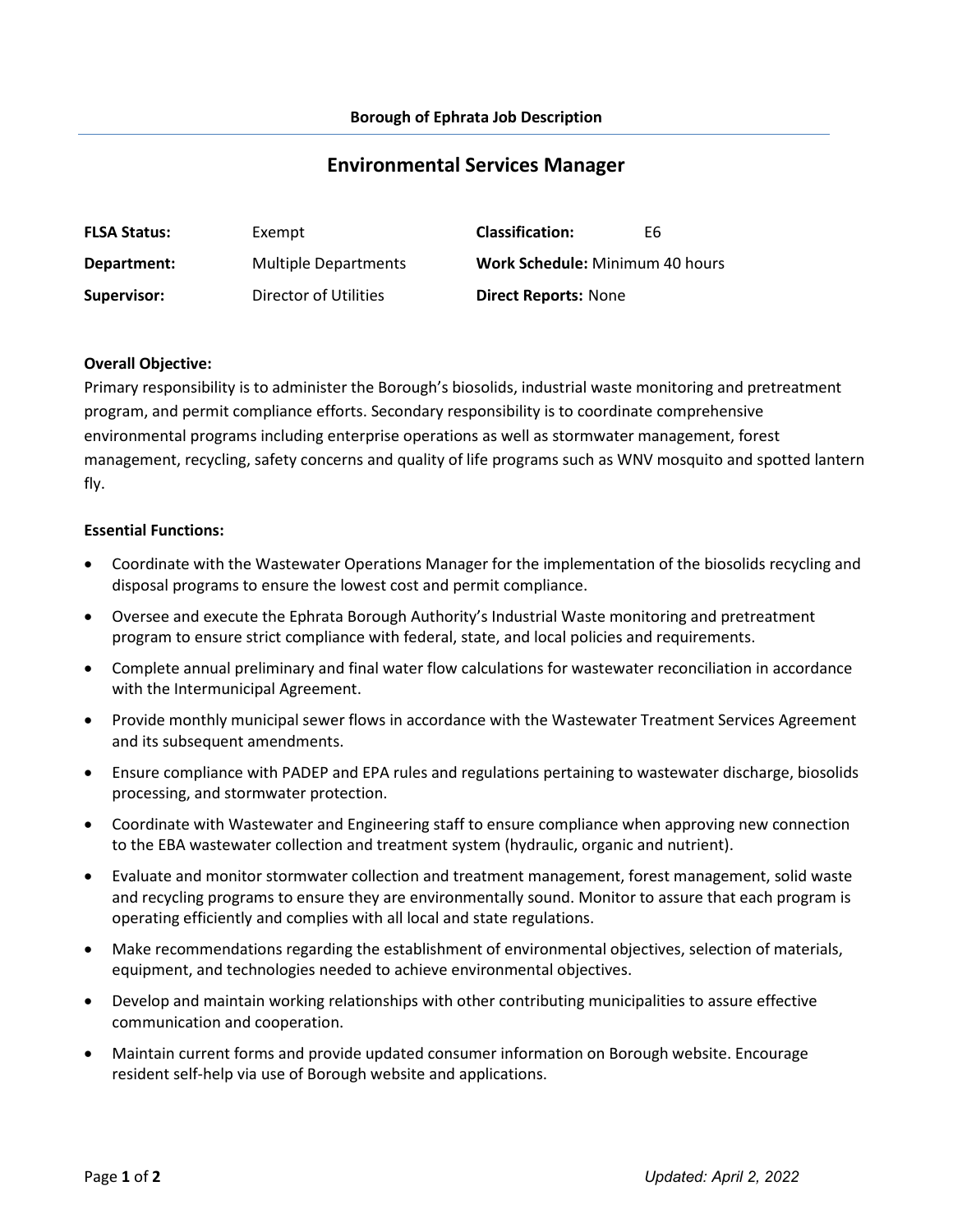**Borough of Ephrata Job Description**

# Environmental Services Manager

| | | | |
|---|---|---|---|
| **FLSA Status:** | Exempt | **Classification:** | E6 |
| **Department:** | Multiple Departments | **Work Schedule:** Minimum 40 hours | |
| **Supervisor:** | Director of Utilities | **Direct Reports:** None | |

**Overall Objective:**

Primary responsibility is to administer the Borough's biosolids, industrial waste monitoring and pretreatment program, and permit compliance efforts. Secondary responsibility is to coordinate comprehensive environmental programs including enterprise operations as well as stormwater management, forest management, recycling, safety concerns and quality of life programs such as WNV mosquito and spotted lantern fly.

**Essential Functions:**

- Coordinate with the Wastewater Operations Manager for the implementation of the biosolids recycling and disposal programs to ensure the lowest cost and permit compliance.
- Oversee and execute the Ephrata Borough Authority's Industrial Waste monitoring and pretreatment program to ensure strict compliance with federal, state, and local policies and requirements.
- Complete annual preliminary and final water flow calculations for wastewater reconciliation in accordance with the Intermunicipal Agreement.
- Provide monthly municipal sewer flows in accordance with the Wastewater Treatment Services Agreement and its subsequent amendments.
- Ensure compliance with PADEP and EPA rules and regulations pertaining to wastewater discharge, biosolids processing, and stormwater protection.
- Coordinate with Wastewater and Engineering staff to ensure compliance when approving new connection to the EBA wastewater collection and treatment system (hydraulic, organic and nutrient).
- Evaluate and monitor stormwater collection and treatment management, forest management, solid waste and recycling programs to ensure they are environmentally sound. Monitor to assure that each program is operating efficiently and complies with all local and state regulations.
- Make recommendations regarding the establishment of environmental objectives, selection of materials, equipment, and technologies needed to achieve environmental objectives.
- Develop and maintain working relationships with other contributing municipalities to assure effective communication and cooperation.
- Maintain current forms and provide updated consumer information on Borough website. Encourage resident self-help via use of Borough website and applications.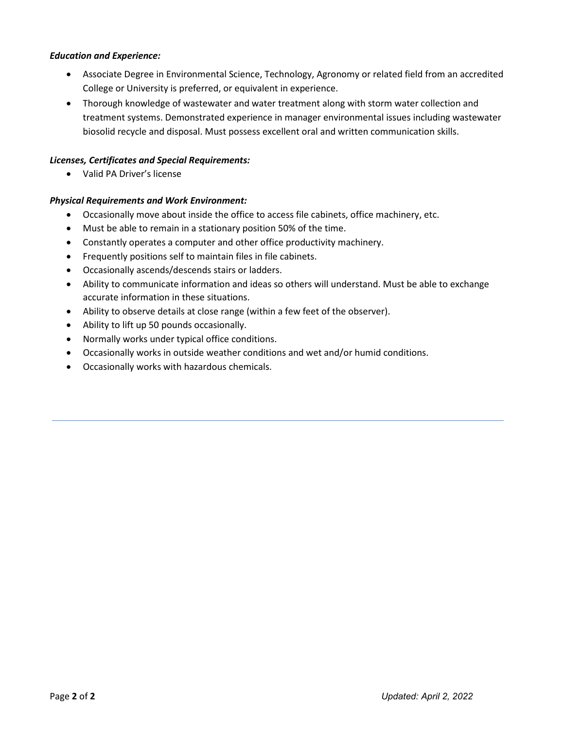***Education and Experience:***

- Associate Degree in Environmental Science, Technology, Agronomy or related field from an accredited College or University is preferred, or equivalent in experience.
- Thorough knowledge of wastewater and water treatment along with storm water collection and treatment systems. Demonstrated experience in manager environmental issues including wastewater biosolid recycle and disposal. Must possess excellent oral and written communication skills.

***Licenses, Certificates and Special Requirements:***

- Valid PA Driver's license

***Physical Requirements and Work Environment:***

- Occasionally move about inside the office to access file cabinets, office machinery, etc.
- Must be able to remain in a stationary position 50% of the time.
- Constantly operates a computer and other office productivity machinery.
- Frequently positions self to maintain files in file cabinets.
- Occasionally ascends/descends stairs or ladders.
- Ability to communicate information and ideas so others will understand. Must be able to exchange accurate information in these situations.
- Ability to observe details at close range (within a few feet of the observer).
- Ability to lift up 50 pounds occasionally.
- Normally works under typical office conditions.
- Occasionally works in outside weather conditions and wet and/or humid conditions.
- Occasionally works with hazardous chemicals.

---

*Updated: April 2, 2022*